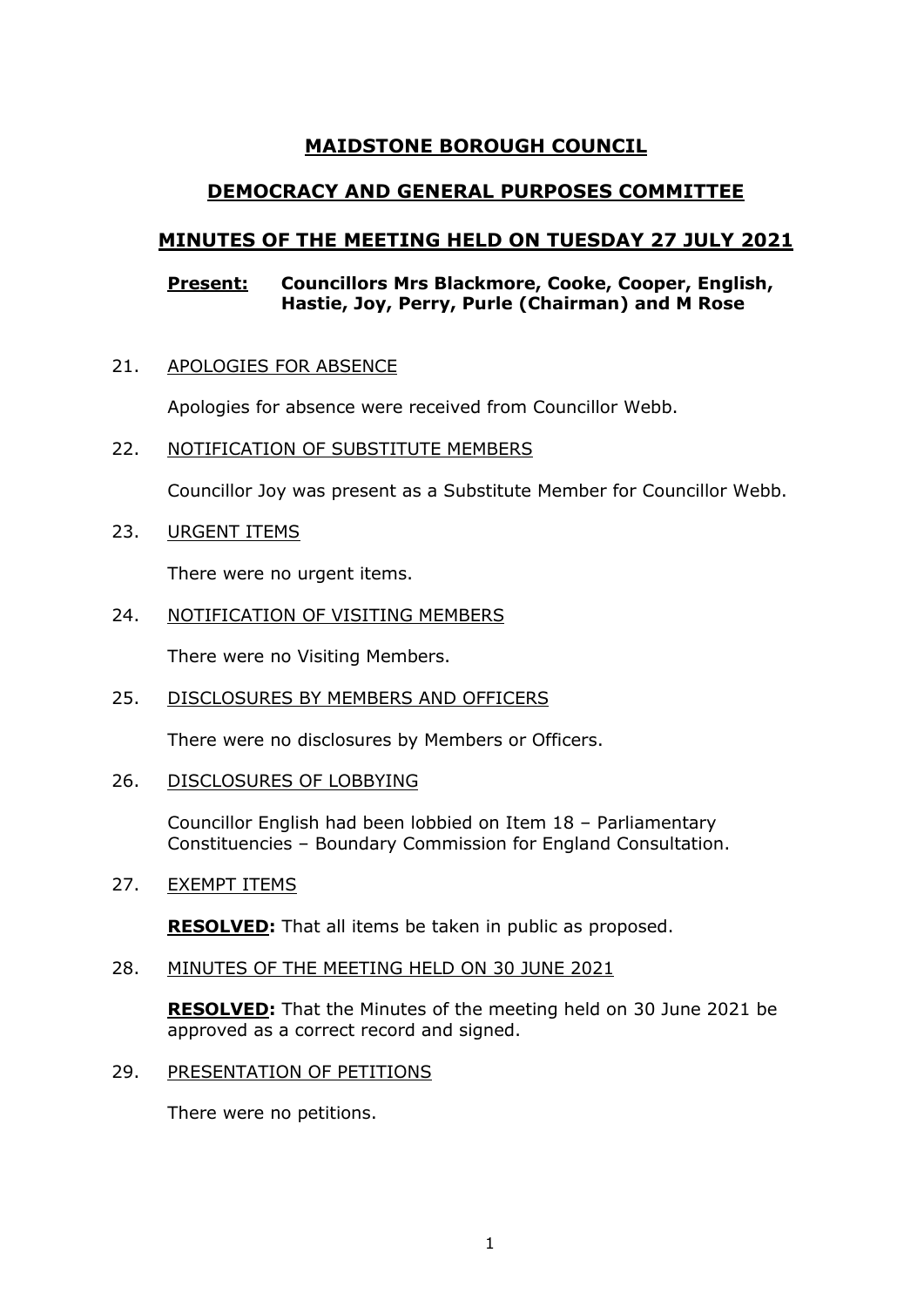# MAIDSTONE BOROUGH COUNCIL

## DEMOCRACY AND GENERAL PURPOSES COMMITTEE

## MINUTES OF THE MEETING HELD ON TUESDAY 27 JULY 2021

**Present:** **Councillors Mrs Blackmore, Cooke, Cooper, English, Hastie, Joy, Perry, Purle (Chairman) and M Rose**

21. APOLOGIES FOR ABSENCE

    Apologies for absence were received from Councillor Webb.

22. NOTIFICATION OF SUBSTITUTE MEMBERS

    Councillor Joy was present as a Substitute Member for Councillor Webb.

23. URGENT ITEMS

    There were no urgent items.

24. NOTIFICATION OF VISITING MEMBERS

    There were no Visiting Members.

25. DISCLOSURES BY MEMBERS AND OFFICERS

    There were no disclosures by Members or Officers.

26. DISCLOSURES OF LOBBYING

    Councillor English had been lobbied on Item 18 – Parliamentary Constituencies – Boundary Commission for England Consultation.

27. EXEMPT ITEMS

    **RESOLVED:** That all items be taken in public as proposed.

28. MINUTES OF THE MEETING HELD ON 30 JUNE 2021

    **RESOLVED:** That the Minutes of the meeting held on 30 June 2021 be approved as a correct record and signed.

29. PRESENTATION OF PETITIONS

    There were no petitions.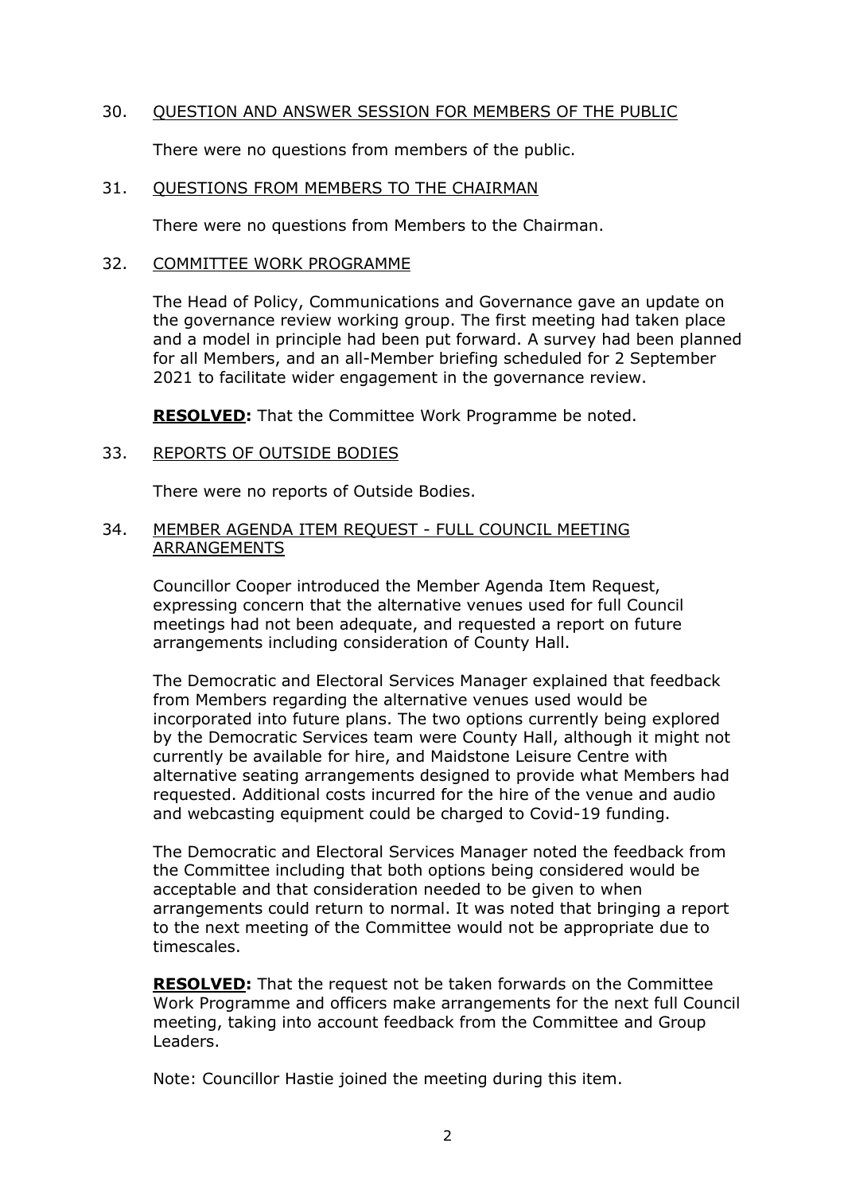30. QUESTION AND ANSWER SESSION FOR MEMBERS OF THE PUBLIC

There were no questions from members of the public.

31. QUESTIONS FROM MEMBERS TO THE CHAIRMAN

There were no questions from Members to the Chairman.

32. COMMITTEE WORK PROGRAMME

The Head of Policy, Communications and Governance gave an update on the governance review working group. The first meeting had taken place and a model in principle had been put forward. A survey had been planned for all Members, and an all-Member briefing scheduled for 2 September 2021 to facilitate wider engagement in the governance review.

**RESOLVED:** That the Committee Work Programme be noted.

33. REPORTS OF OUTSIDE BODIES

There were no reports of Outside Bodies.

34. MEMBER AGENDA ITEM REQUEST - FULL COUNCIL MEETING ARRANGEMENTS

Councillor Cooper introduced the Member Agenda Item Request, expressing concern that the alternative venues used for full Council meetings had not been adequate, and requested a report on future arrangements including consideration of County Hall.

The Democratic and Electoral Services Manager explained that feedback from Members regarding the alternative venues used would be incorporated into future plans. The two options currently being explored by the Democratic Services team were County Hall, although it might not currently be available for hire, and Maidstone Leisure Centre with alternative seating arrangements designed to provide what Members had requested. Additional costs incurred for the hire of the venue and audio and webcasting equipment could be charged to Covid-19 funding.

The Democratic and Electoral Services Manager noted the feedback from the Committee including that both options being considered would be acceptable and that consideration needed to be given to when arrangements could return to normal. It was noted that bringing a report to the next meeting of the Committee would not be appropriate due to timescales.

**RESOLVED:** That the request not be taken forwards on the Committee Work Programme and officers make arrangements for the next full Council meeting, taking into account feedback from the Committee and Group Leaders.

Note: Councillor Hastie joined the meeting during this item.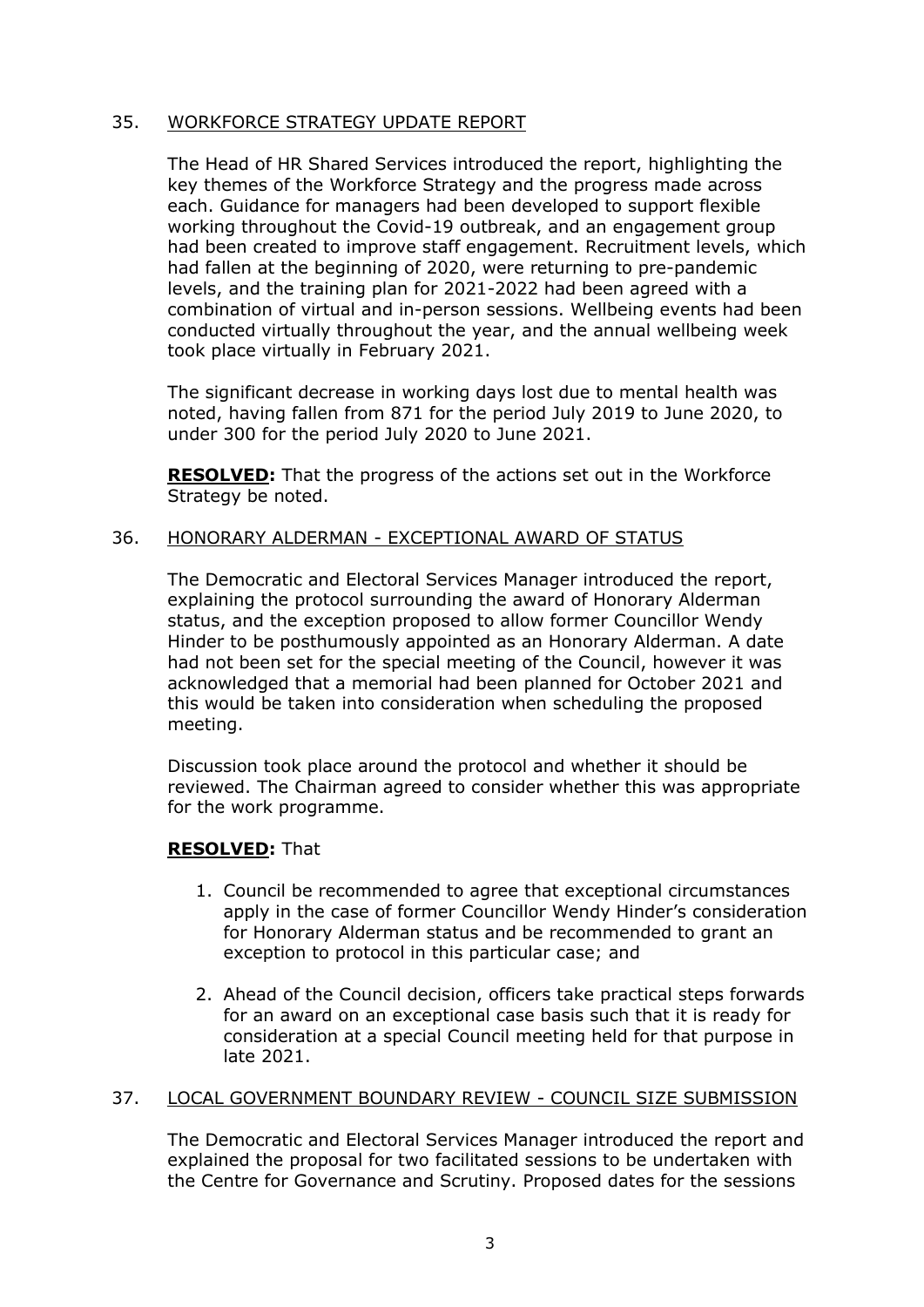## 35. WORKFORCE STRATEGY UPDATE REPORT

The Head of HR Shared Services introduced the report, highlighting the key themes of the Workforce Strategy and the progress made across each. Guidance for managers had been developed to support flexible working throughout the Covid-19 outbreak, and an engagement group had been created to improve staff engagement. Recruitment levels, which had fallen at the beginning of 2020, were returning to pre-pandemic levels, and the training plan for 2021-2022 had been agreed with a combination of virtual and in-person sessions. Wellbeing events had been conducted virtually throughout the year, and the annual wellbeing week took place virtually in February 2021.

The significant decrease in working days lost due to mental health was noted, having fallen from 871 for the period July 2019 to June 2020, to under 300 for the period July 2020 to June 2021.

**RESOLVED:** That the progress of the actions set out in the Workforce Strategy be noted.

## 36. HONORARY ALDERMAN - EXCEPTIONAL AWARD OF STATUS

The Democratic and Electoral Services Manager introduced the report, explaining the protocol surrounding the award of Honorary Alderman status, and the exception proposed to allow former Councillor Wendy Hinder to be posthumously appointed as an Honorary Alderman. A date had not been set for the special meeting of the Council, however it was acknowledged that a memorial had been planned for October 2021 and this would be taken into consideration when scheduling the proposed meeting.

Discussion took place around the protocol and whether it should be reviewed. The Chairman agreed to consider whether this was appropriate for the work programme.

**RESOLVED:** That

1. Council be recommended to agree that exceptional circumstances apply in the case of former Councillor Wendy Hinder's consideration for Honorary Alderman status and be recommended to grant an exception to protocol in this particular case; and

2. Ahead of the Council decision, officers take practical steps forwards for an award on an exceptional case basis such that it is ready for consideration at a special Council meeting held for that purpose in late 2021.

## 37. LOCAL GOVERNMENT BOUNDARY REVIEW - COUNCIL SIZE SUBMISSION

The Democratic and Electoral Services Manager introduced the report and explained the proposal for two facilitated sessions to be undertaken with the Centre for Governance and Scrutiny. Proposed dates for the sessions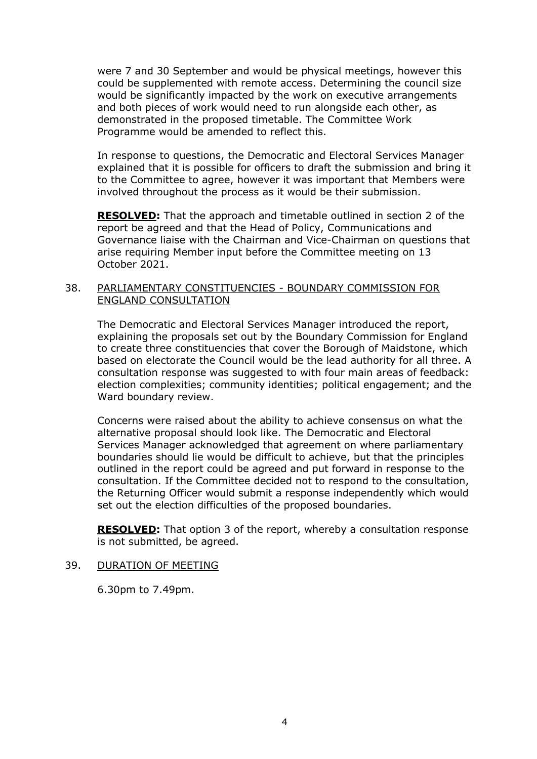were 7 and 30 September and would be physical meetings, however this could be supplemented with remote access. Determining the council size would be significantly impacted by the work on executive arrangements and both pieces of work would need to run alongside each other, as demonstrated in the proposed timetable. The Committee Work Programme would be amended to reflect this.

In response to questions, the Democratic and Electoral Services Manager explained that it is possible for officers to draft the submission and bring it to the Committee to agree, however it was important that Members were involved throughout the process as it would be their submission.

**RESOLVED:** That the approach and timetable outlined in section 2 of the report be agreed and that the Head of Policy, Communications and Governance liaise with the Chairman and Vice-Chairman on questions that arise requiring Member input before the Committee meeting on 13 October 2021.

38. PARLIAMENTARY CONSTITUENCIES - BOUNDARY COMMISSION FOR ENGLAND CONSULTATION

The Democratic and Electoral Services Manager introduced the report, explaining the proposals set out by the Boundary Commission for England to create three constituencies that cover the Borough of Maidstone, which based on electorate the Council would be the lead authority for all three. A consultation response was suggested to with four main areas of feedback: election complexities; community identities; political engagement; and the Ward boundary review.

Concerns were raised about the ability to achieve consensus on what the alternative proposal should look like. The Democratic and Electoral Services Manager acknowledged that agreement on where parliamentary boundaries should lie would be difficult to achieve, but that the principles outlined in the report could be agreed and put forward in response to the consultation. If the Committee decided not to respond to the consultation, the Returning Officer would submit a response independently which would set out the election difficulties of the proposed boundaries.

**RESOLVED:** That option 3 of the report, whereby a consultation response is not submitted, be agreed.

39. DURATION OF MEETING

6.30pm to 7.49pm.